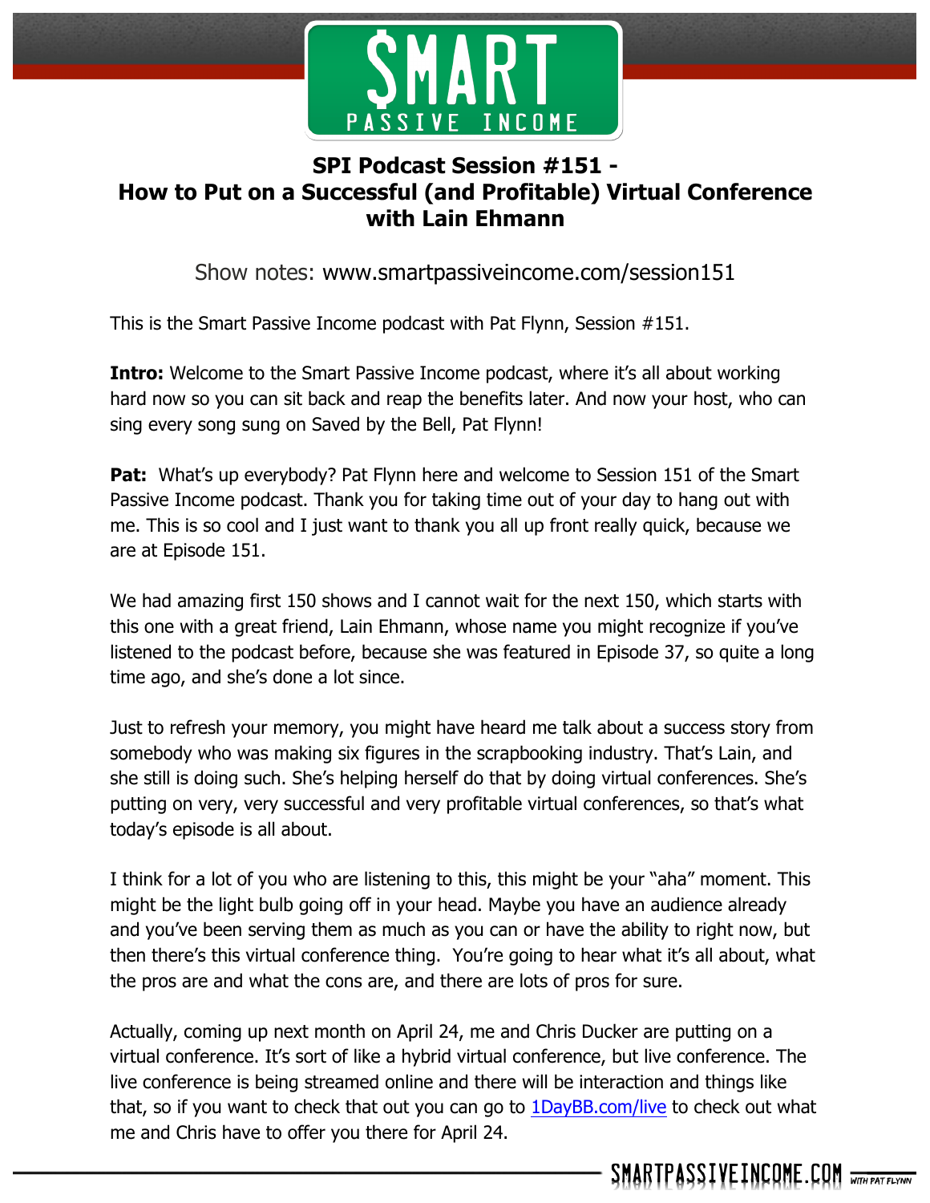# SPI Podcast Session #151 - How to Put on a Successful (and Profitable) Virtual Conference with Lain Ehmann

Show notes: www.smartpassiveincome.com/session151

This is the Smart Passive Income podcast with Pat Flynn, Session #151.

**Intro:** Welcome to the Smart Passive Income podcast, where it's all about working hard now so you can sit back and reap the benefits later. And now your host, who can sing every song sung on Saved by the Bell, Pat Flynn!

**Pat:** What's up everybody? Pat Flynn here and welcome to Session 151 of the Smart Passive Income podcast. Thank you for taking time out of your day to hang out with me. This is so cool and I just want to thank you all up front really quick, because we are at Episode 151.

We had amazing first 150 shows and I cannot wait for the next 150, which starts with this one with a great friend, Lain Ehmann, whose name you might recognize if you've listened to the podcast before, because she was featured in Episode 37, so quite a long time ago, and she's done a lot since.

Just to refresh your memory, you might have heard me talk about a success story from somebody who was making six figures in the scrapbooking industry. That's Lain, and she still is doing such. She's helping herself do that by doing virtual conferences. She's putting on very, very successful and very profitable virtual conferences, so that's what today's episode is all about.

I think for a lot of you who are listening to this, this might be your "aha" moment. This might be the light bulb going off in your head. Maybe you have an audience already and you've been serving them as much as you can or have the ability to right now, but then there's this virtual conference thing. You're going to hear what it's all about, what the pros are and what the cons are, and there are lots of pros for sure.

Actually, coming up next month on April 24, me and Chris Ducker are putting on a virtual conference. It's sort of like a hybrid virtual conference, but live conference. The live conference is being streamed online and there will be interaction and things like that, so if you want to check that out you can go to [1DayBB.com/live](1DayBB.com/live) to check out what me and Chris have to offer you there for April 24.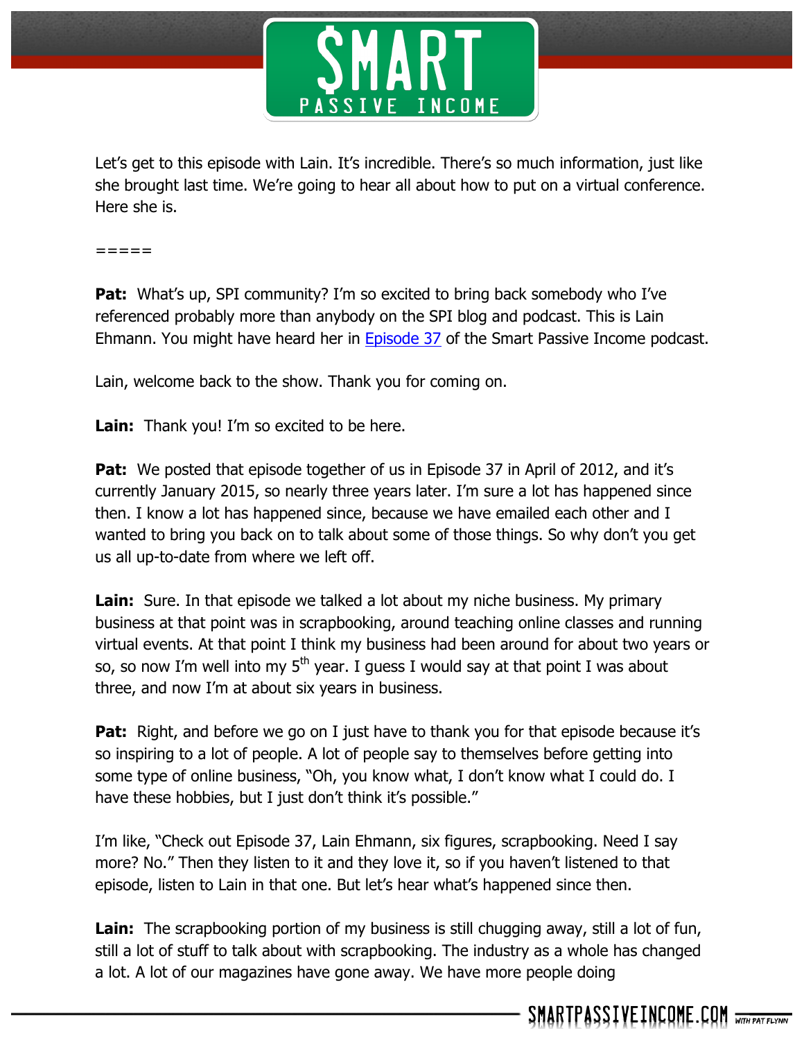Let's get to this episode with Lain. It's incredible. There's so much information, just like she brought last time. We're going to hear all about how to put on a virtual conference. Here she is.

=====

**Pat:** What's up, SPI community? I'm so excited to bring back somebody who I've referenced probably more than anybody on the SPI blog and podcast. This is Lain Ehmann. You might have heard her in Episode 37 of the Smart Passive Income podcast.

Lain, welcome back to the show. Thank you for coming on.

**Lain:** Thank you! I'm so excited to be here.

**Pat:** We posted that episode together of us in Episode 37 in April of 2012, and it's currently January 2015, so nearly three years later. I'm sure a lot has happened since then. I know a lot has happened since, because we have emailed each other and I wanted to bring you back on to talk about some of those things. So why don't you get us all up-to-date from where we left off.

**Lain:** Sure. In that episode we talked a lot about my niche business. My primary business at that point was in scrapbooking, around teaching online classes and running virtual events. At that point I think my business had been around for about two years or so, so now I'm well into my 5th year. I guess I would say at that point I was about three, and now I'm at about six years in business.

**Pat:** Right, and before we go on I just have to thank you for that episode because it's so inspiring to a lot of people. A lot of people say to themselves before getting into some type of online business, "Oh, you know what, I don't know what I could do. I have these hobbies, but I just don't think it's possible."

I'm like, "Check out Episode 37, Lain Ehmann, six figures, scrapbooking. Need I say more? No." Then they listen to it and they love it, so if you haven't listened to that episode, listen to Lain in that one. But let's hear what's happened since then.

**Lain:** The scrapbooking portion of my business is still chugging away, still a lot of fun, still a lot of stuff to talk about with scrapbooking. The industry as a whole has changed a lot. A lot of our magazines have gone away. We have more people doing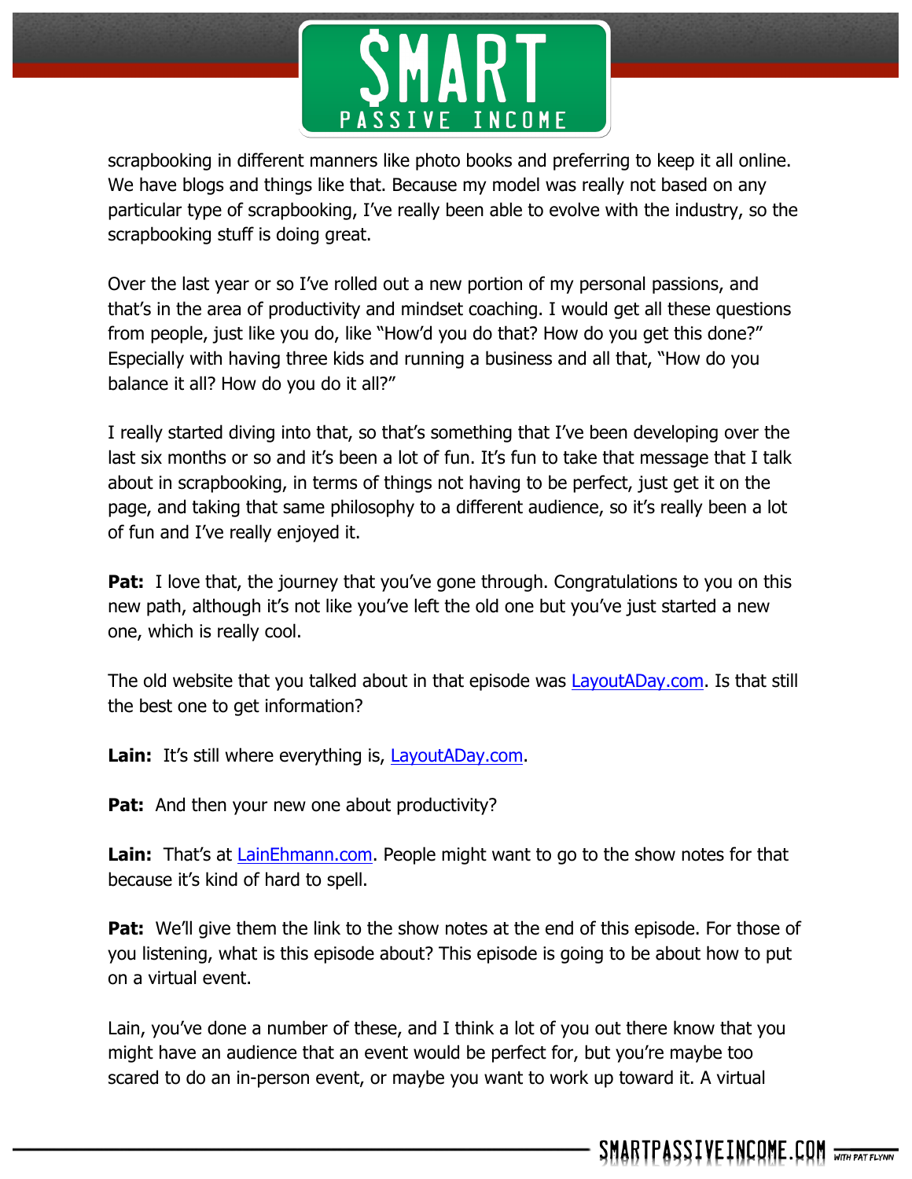scrapbooking in different manners like photo books and preferring to keep it all online. We have blogs and things like that. Because my model was really not based on any particular type of scrapbooking, I've really been able to evolve with the industry, so the scrapbooking stuff is doing great.

Over the last year or so I've rolled out a new portion of my personal passions, and that's in the area of productivity and mindset coaching. I would get all these questions from people, just like you do, like "How'd you do that? How do you get this done?" Especially with having three kids and running a business and all that, "How do you balance it all? How do you do it all?"

I really started diving into that, so that's something that I've been developing over the last six months or so and it's been a lot of fun. It's fun to take that message that I talk about in scrapbooking, in terms of things not having to be perfect, just get it on the page, and taking that same philosophy to a different audience, so it's really been a lot of fun and I've really enjoyed it.

**Pat:** I love that, the journey that you've gone through. Congratulations to you on this new path, although it's not like you've left the old one but you've just started a new one, which is really cool.

The old website that you talked about in that episode was [LayoutADay.com](http://LayoutADay.com). Is that still the best one to get information?

**Lain:** It's still where everything is, [LayoutADay.com](http://LayoutADay.com).

**Pat:** And then your new one about productivity?

**Lain:** That's at [LainEhmann.com](http://LainEhmann.com). People might want to go to the show notes for that because it's kind of hard to spell.

**Pat:** We'll give them the link to the show notes at the end of this episode. For those of you listening, what is this episode about? This episode is going to be about how to put on a virtual event.

Lain, you've done a number of these, and I think a lot of you out there know that you might have an audience that an event would be perfect for, but you're maybe too scared to do an in-person event, or maybe you want to work up toward it. A virtual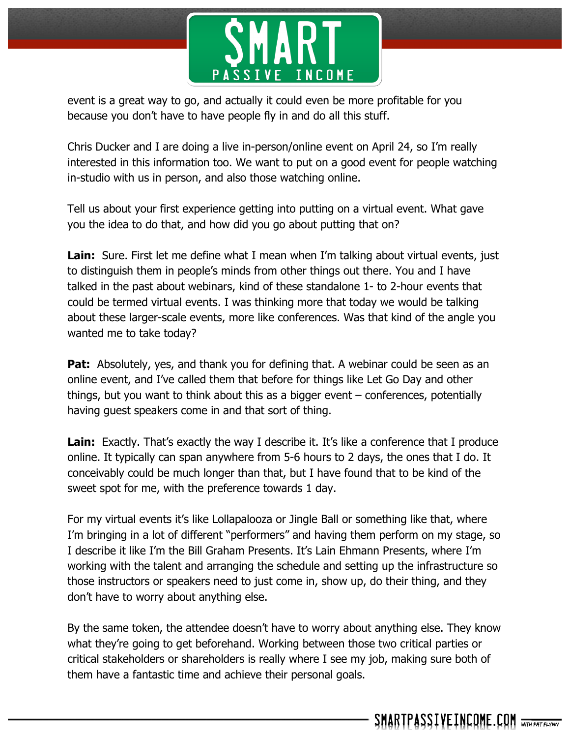event is a great way to go, and actually it could even be more profitable for you because you don't have to have people fly in and do all this stuff.

Chris Ducker and I are doing a live in-person/online event on April 24, so I'm really interested in this information too. We want to put on a good event for people watching in-studio with us in person, and also those watching online.

Tell us about your first experience getting into putting on a virtual event. What gave you the idea to do that, and how did you go about putting that on?

**Lain:** Sure. First let me define what I mean when I'm talking about virtual events, just to distinguish them in people's minds from other things out there. You and I have talked in the past about webinars, kind of these standalone 1- to 2-hour events that could be termed virtual events. I was thinking more that today we would be talking about these larger-scale events, more like conferences. Was that kind of the angle you wanted me to take today?

**Pat:** Absolutely, yes, and thank you for defining that. A webinar could be seen as an online event, and I've called them that before for things like Let Go Day and other things, but you want to think about this as a bigger event – conferences, potentially having guest speakers come in and that sort of thing.

**Lain:** Exactly. That's exactly the way I describe it. It's like a conference that I produce online. It typically can span anywhere from 5-6 hours to 2 days, the ones that I do. It conceivably could be much longer than that, but I have found that to be kind of the sweet spot for me, with the preference towards 1 day.

For my virtual events it's like Lollapalooza or Jingle Ball or something like that, where I'm bringing in a lot of different "performers" and having them perform on my stage, so I describe it like I'm the Bill Graham Presents. It's Lain Ehmann Presents, where I'm working with the talent and arranging the schedule and setting up the infrastructure so those instructors or speakers need to just come in, show up, do their thing, and they don't have to worry about anything else.

By the same token, the attendee doesn't have to worry about anything else. They know what they're going to get beforehand. Working between those two critical parties or critical stakeholders or shareholders is really where I see my job, making sure both of them have a fantastic time and achieve their personal goals.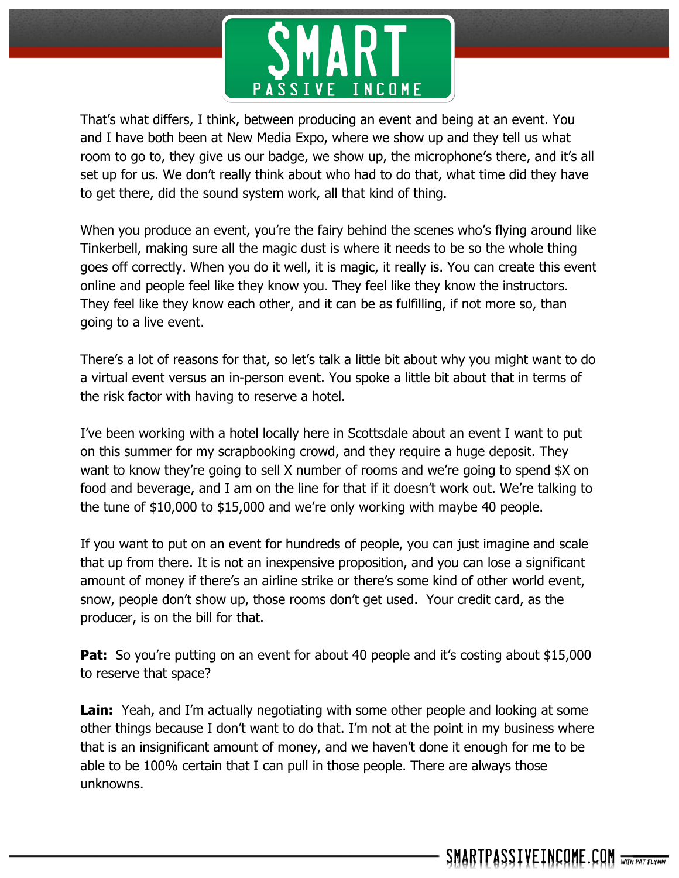That's what differs, I think, between producing an event and being at an event. You and I have both been at New Media Expo, where we show up and they tell us what room to go to, they give us our badge, we show up, the microphone's there, and it's all set up for us. We don't really think about who had to do that, what time did they have to get there, did the sound system work, all that kind of thing.

When you produce an event, you're the fairy behind the scenes who's flying around like Tinkerbell, making sure all the magic dust is where it needs to be so the whole thing goes off correctly. When you do it well, it is magic, it really is. You can create this event online and people feel like they know you. They feel like they know the instructors. They feel like they know each other, and it can be as fulfilling, if not more so, than going to a live event.

There's a lot of reasons for that, so let's talk a little bit about why you might want to do a virtual event versus an in-person event. You spoke a little bit about that in terms of the risk factor with having to reserve a hotel.

I've been working with a hotel locally here in Scottsdale about an event I want to put on this summer for my scrapbooking crowd, and they require a huge deposit. They want to know they're going to sell X number of rooms and we're going to spend $X on food and beverage, and I am on the line for that if it doesn't work out. We're talking to the tune of $10,000 to $15,000 and we're only working with maybe 40 people.

If you want to put on an event for hundreds of people, you can just imagine and scale that up from there. It is not an inexpensive proposition, and you can lose a significant amount of money if there's an airline strike or there's some kind of other world event, snow, people don't show up, those rooms don't get used. Your credit card, as the producer, is on the bill for that.

**Pat:** So you're putting on an event for about 40 people and it's costing about $15,000 to reserve that space?

**Lain:** Yeah, and I'm actually negotiating with some other people and looking at some other things because I don't want to do that. I'm not at the point in my business where that is an insignificant amount of money, and we haven't done it enough for me to be able to be 100% certain that I can pull in those people. There are always those unknowns.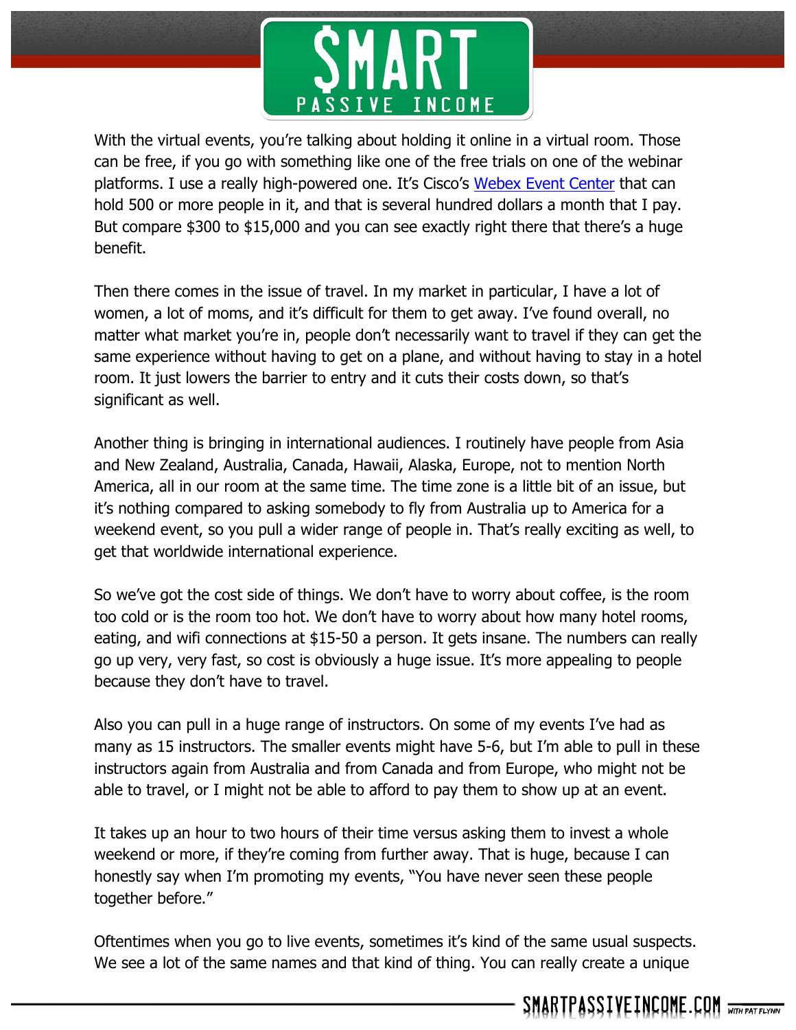With the virtual events, you're talking about holding it online in a virtual room. Those can be free, if you go with something like one of the free trials on one of the webinar platforms. I use a really high-powered one. It's Cisco's [Webex Event Center]() that can hold 500 or more people in it, and that is several hundred dollars a month that I pay. But compare $300 to $15,000 and you can see exactly right there that there's a huge benefit.

Then there comes in the issue of travel. In my market in particular, I have a lot of women, a lot of moms, and it's difficult for them to get away. I've found overall, no matter what market you're in, people don't necessarily want to travel if they can get the same experience without having to get on a plane, and without having to stay in a hotel room. It just lowers the barrier to entry and it cuts their costs down, so that's significant as well.

Another thing is bringing in international audiences. I routinely have people from Asia and New Zealand, Australia, Canada, Hawaii, Alaska, Europe, not to mention North America, all in our room at the same time. The time zone is a little bit of an issue, but it's nothing compared to asking somebody to fly from Australia up to America for a weekend event, so you pull a wider range of people in. That's really exciting as well, to get that worldwide international experience.

So we've got the cost side of things. We don't have to worry about coffee, is the room too cold or is the room too hot. We don't have to worry about how many hotel rooms, eating, and wifi connections at $15-50 a person. It gets insane. The numbers can really go up very, very fast, so cost is obviously a huge issue. It's more appealing to people because they don't have to travel.

Also you can pull in a huge range of instructors. On some of my events I've had as many as 15 instructors. The smaller events might have 5-6, but I'm able to pull in these instructors again from Australia and from Canada and from Europe, who might not be able to travel, or I might not be able to afford to pay them to show up at an event.

It takes up an hour to two hours of their time versus asking them to invest a whole weekend or more, if they're coming from further away. That is huge, because I can honestly say when I'm promoting my events, "You have never seen these people together before."

Oftentimes when you go to live events, sometimes it's kind of the same usual suspects. We see a lot of the same names and that kind of thing. You can really create a unique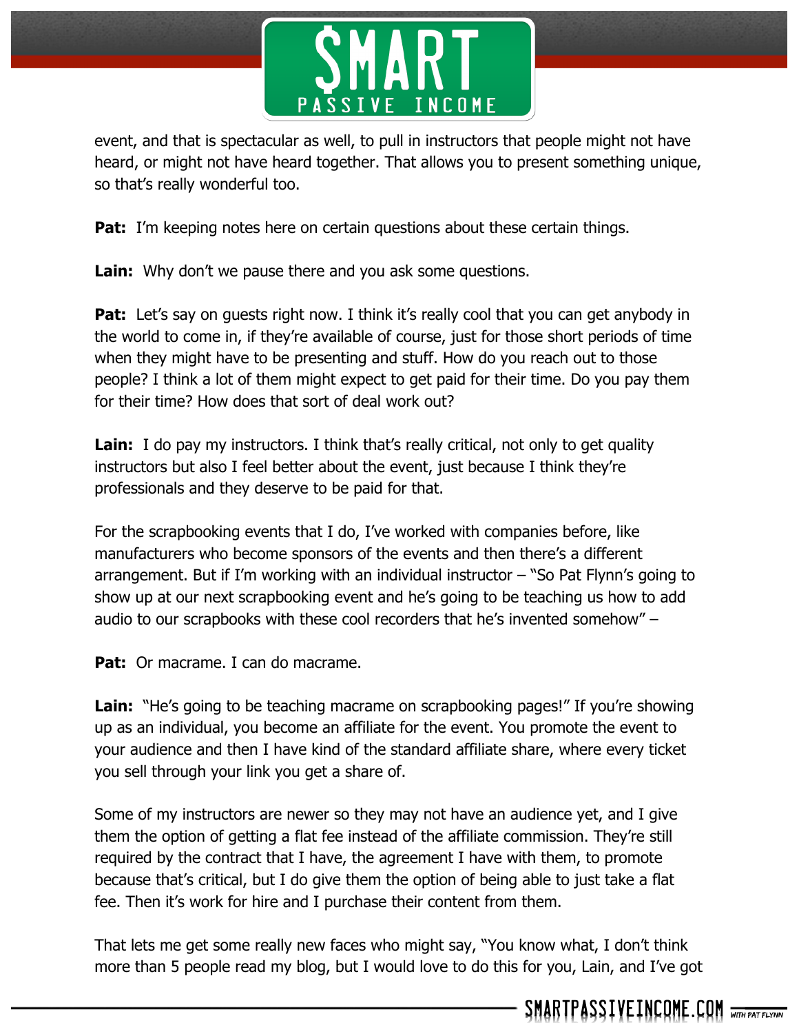event, and that is spectacular as well, to pull in instructors that people might not have heard, or might not have heard together. That allows you to present something unique, so that's really wonderful too.

**Pat:** I'm keeping notes here on certain questions about these certain things.

**Lain:** Why don't we pause there and you ask some questions.

**Pat:** Let's say on guests right now. I think it's really cool that you can get anybody in the world to come in, if they're available of course, just for those short periods of time when they might have to be presenting and stuff. How do you reach out to those people? I think a lot of them might expect to get paid for their time. Do you pay them for their time? How does that sort of deal work out?

**Lain:** I do pay my instructors. I think that's really critical, not only to get quality instructors but also I feel better about the event, just because I think they're professionals and they deserve to be paid for that.

For the scrapbooking events that I do, I've worked with companies before, like manufacturers who become sponsors of the events and then there's a different arrangement. But if I'm working with an individual instructor – "So Pat Flynn's going to show up at our next scrapbooking event and he's going to be teaching us how to add audio to our scrapbooks with these cool recorders that he's invented somehow" –

**Pat:** Or macrame. I can do macrame.

**Lain:** "He's going to be teaching macrame on scrapbooking pages!" If you're showing up as an individual, you become an affiliate for the event. You promote the event to your audience and then I have kind of the standard affiliate share, where every ticket you sell through your link you get a share of.

Some of my instructors are newer so they may not have an audience yet, and I give them the option of getting a flat fee instead of the affiliate commission. They're still required by the contract that I have, the agreement I have with them, to promote because that's critical, but I do give them the option of being able to just take a flat fee. Then it's work for hire and I purchase their content from them.

That lets me get some really new faces who might say, "You know what, I don't think more than 5 people read my blog, but I would love to do this for you, Lain, and I've got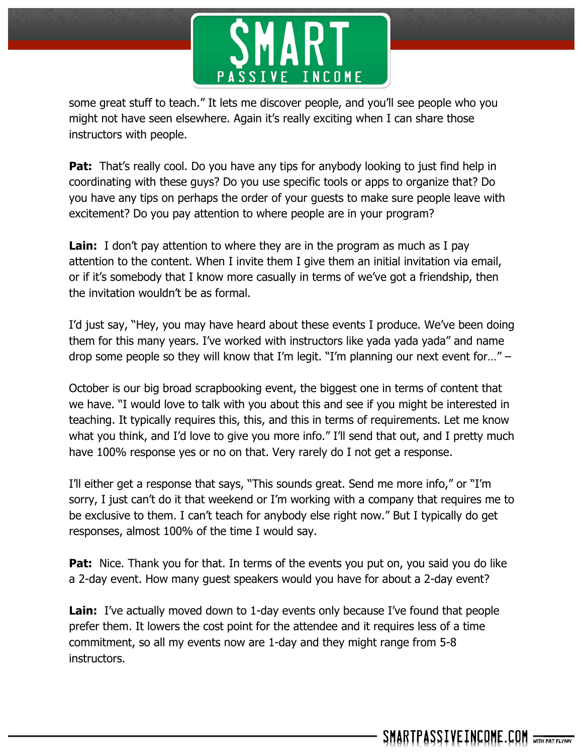some great stuff to teach." It lets me discover people, and you'll see people who you might not have seen elsewhere. Again it's really exciting when I can share those instructors with people.

**Pat:** That's really cool. Do you have any tips for anybody looking to just find help in coordinating with these guys? Do you use specific tools or apps to organize that? Do you have any tips on perhaps the order of your guests to make sure people leave with excitement? Do you pay attention to where people are in your program?

**Lain:** I don't pay attention to where they are in the program as much as I pay attention to the content. When I invite them I give them an initial invitation via email, or if it's somebody that I know more casually in terms of we've got a friendship, then the invitation wouldn't be as formal.

I'd just say, "Hey, you may have heard about these events I produce. We've been doing them for this many years. I've worked with instructors like yada yada yada" and name drop some people so they will know that I'm legit. "I'm planning our next event for…" –

October is our big broad scrapbooking event, the biggest one in terms of content that we have. "I would love to talk with you about this and see if you might be interested in teaching. It typically requires this, this, and this in terms of requirements. Let me know what you think, and I'd love to give you more info." I'll send that out, and I pretty much have 100% response yes or no on that. Very rarely do I not get a response.

I'll either get a response that says, "This sounds great. Send me more info," or "I'm sorry, I just can't do it that weekend or I'm working with a company that requires me to be exclusive to them. I can't teach for anybody else right now." But I typically do get responses, almost 100% of the time I would say.

**Pat:** Nice. Thank you for that. In terms of the events you put on, you said you do like a 2-day event. How many guest speakers would you have for about a 2-day event?

**Lain:** I've actually moved down to 1-day events only because I've found that people prefer them. It lowers the cost point for the attendee and it requires less of a time commitment, so all my events now are 1-day and they might range from 5-8 instructors.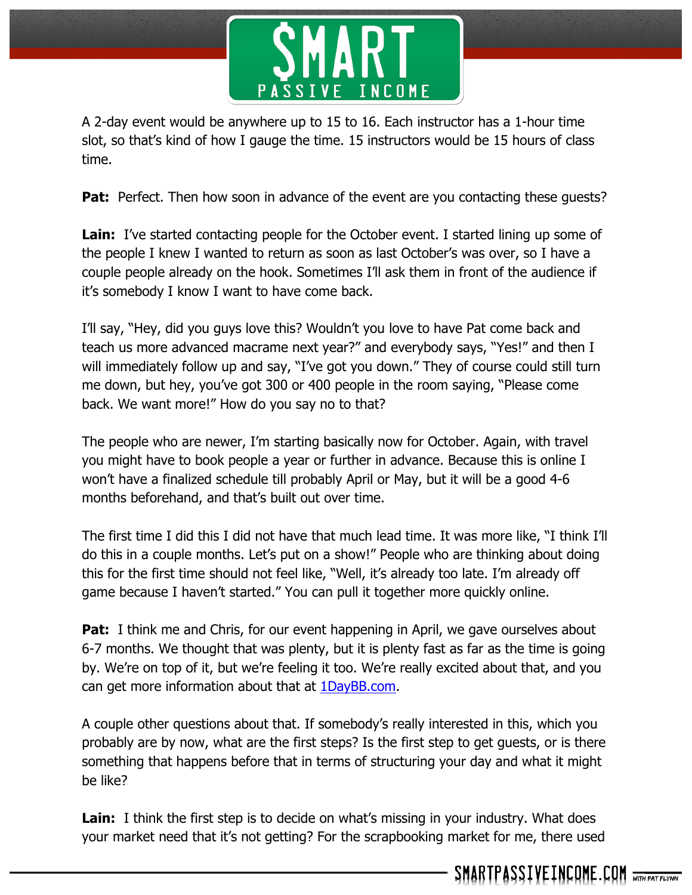A 2-day event would be anywhere up to 15 to 16. Each instructor has a 1-hour time slot, so that's kind of how I gauge the time. 15 instructors would be 15 hours of class time.

**Pat:** Perfect. Then how soon in advance of the event are you contacting these guests?

**Lain:** I've started contacting people for the October event. I started lining up some of the people I knew I wanted to return as soon as last October's was over, so I have a couple people already on the hook. Sometimes I'll ask them in front of the audience if it's somebody I know I want to have come back.

I'll say, "Hey, did you guys love this? Wouldn't you love to have Pat come back and teach us more advanced macrame next year?" and everybody says, "Yes!" and then I will immediately follow up and say, "I've got you down." They of course could still turn me down, but hey, you've got 300 or 400 people in the room saying, "Please come back. We want more!" How do you say no to that?

The people who are newer, I'm starting basically now for October. Again, with travel you might have to book people a year or further in advance. Because this is online I won't have a finalized schedule till probably April or May, but it will be a good 4-6 months beforehand, and that's built out over time.

The first time I did this I did not have that much lead time. It was more like, "I think I'll do this in a couple months. Let's put on a show!" People who are thinking about doing this for the first time should not feel like, "Well, it's already too late. I'm already off game because I haven't started." You can pull it together more quickly online.

**Pat:** I think me and Chris, for our event happening in April, we gave ourselves about 6-7 months. We thought that was plenty, but it is plenty fast as far as the time is going by. We're on top of it, but we're feeling it too. We're really excited about that, and you can get more information about that at [1DayBB.com](http://1DayBB.com).

A couple other questions about that. If somebody's really interested in this, which you probably are by now, what are the first steps? Is the first step to get guests, or is there something that happens before that in terms of structuring your day and what it might be like?

**Lain:** I think the first step is to decide on what's missing in your industry. What does your market need that it's not getting? For the scrapbooking market for me, there used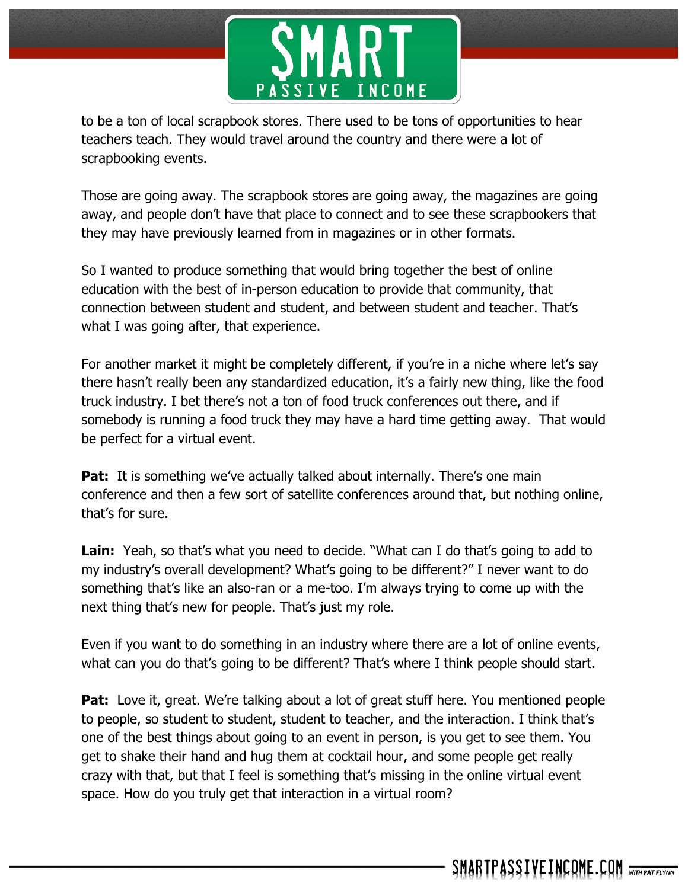to be a ton of local scrapbook stores. There used to be tons of opportunities to hear teachers teach. They would travel around the country and there were a lot of scrapbooking events.

Those are going away. The scrapbook stores are going away, the magazines are going away, and people don't have that place to connect and to see these scrapbookers that they may have previously learned from in magazines or in other formats.

So I wanted to produce something that would bring together the best of online education with the best of in-person education to provide that community, that connection between student and student, and between student and teacher. That's what I was going after, that experience.

For another market it might be completely different, if you're in a niche where let's say there hasn't really been any standardized education, it's a fairly new thing, like the food truck industry. I bet there's not a ton of food truck conferences out there, and if somebody is running a food truck they may have a hard time getting away. That would be perfect for a virtual event.

**Pat:** It is something we've actually talked about internally. There's one main conference and then a few sort of satellite conferences around that, but nothing online, that's for sure.

**Lain:** Yeah, so that's what you need to decide. "What can I do that's going to add to my industry's overall development? What's going to be different?" I never want to do something that's like an also-ran or a me-too. I'm always trying to come up with the next thing that's new for people. That's just my role.

Even if you want to do something in an industry where there are a lot of online events, what can you do that's going to be different? That's where I think people should start.

**Pat:** Love it, great. We're talking about a lot of great stuff here. You mentioned people to people, so student to student, student to teacher, and the interaction. I think that's one of the best things about going to an event in person, is you get to see them. You get to shake their hand and hug them at cocktail hour, and some people get really crazy with that, but that I feel is something that's missing in the online virtual event space. How do you truly get that interaction in a virtual room?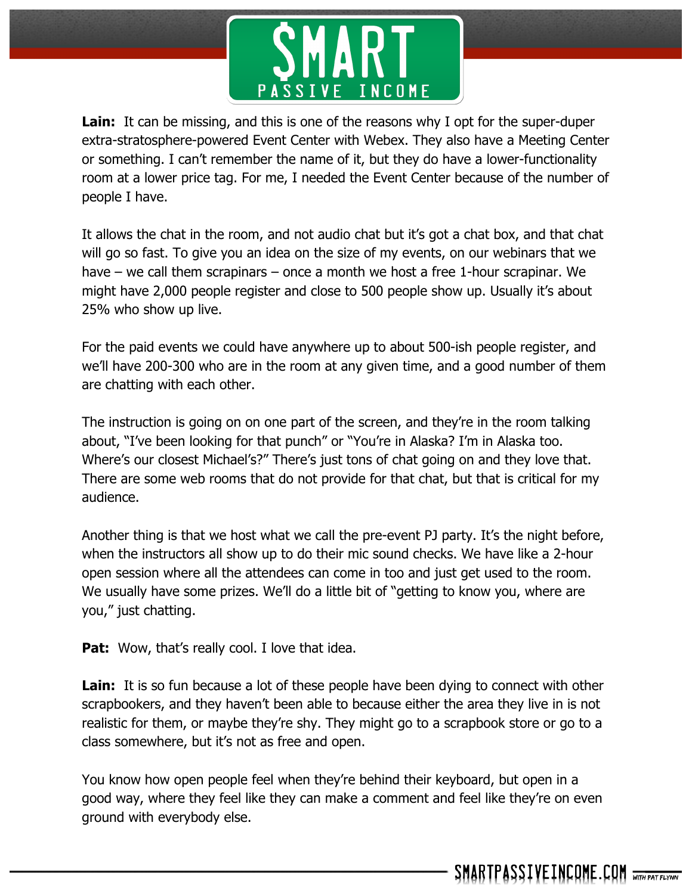**Lain:** It can be missing, and this is one of the reasons why I opt for the super-duper extra-stratosphere-powered Event Center with Webex. They also have a Meeting Center or something. I can't remember the name of it, but they do have a lower-functionality room at a lower price tag. For me, I needed the Event Center because of the number of people I have.

It allows the chat in the room, and not audio chat but it's got a chat box, and that chat will go so fast. To give you an idea on the size of my events, on our webinars that we have – we call them scrapinars – once a month we host a free 1-hour scrapinar. We might have 2,000 people register and close to 500 people show up. Usually it's about 25% who show up live.

For the paid events we could have anywhere up to about 500-ish people register, and we'll have 200-300 who are in the room at any given time, and a good number of them are chatting with each other.

The instruction is going on on one part of the screen, and they're in the room talking about, "I've been looking for that punch" or "You're in Alaska? I'm in Alaska too. Where's our closest Michael's?" There's just tons of chat going on and they love that. There are some web rooms that do not provide for that chat, but that is critical for my audience.

Another thing is that we host what we call the pre-event PJ party. It's the night before, when the instructors all show up to do their mic sound checks. We have like a 2-hour open session where all the attendees can come in too and just get used to the room. We usually have some prizes. We'll do a little bit of "getting to know you, where are you," just chatting.

**Pat:** Wow, that's really cool. I love that idea.

**Lain:** It is so fun because a lot of these people have been dying to connect with other scrapbookers, and they haven't been able to because either the area they live in is not realistic for them, or maybe they're shy. They might go to a scrapbook store or go to a class somewhere, but it's not as free and open.

You know how open people feel when they're behind their keyboard, but open in a good way, where they feel like they can make a comment and feel like they're on even ground with everybody else.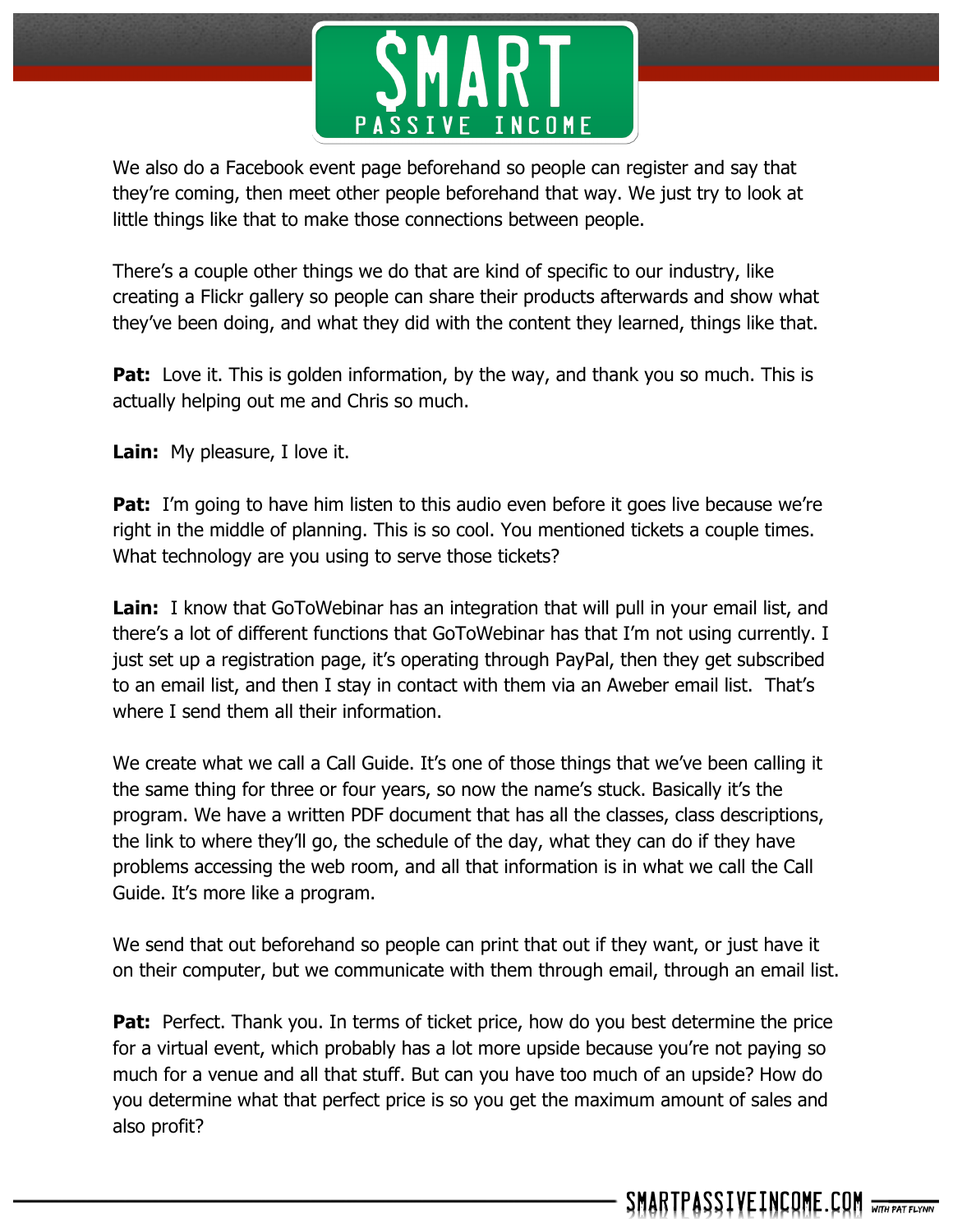We also do a Facebook event page beforehand so people can register and say that they're coming, then meet other people beforehand that way. We just try to look at little things like that to make those connections between people.

There's a couple other things we do that are kind of specific to our industry, like creating a Flickr gallery so people can share their products afterwards and show what they've been doing, and what they did with the content they learned, things like that.

**Pat:** Love it. This is golden information, by the way, and thank you so much. This is actually helping out me and Chris so much.

**Lain:** My pleasure, I love it.

**Pat:** I'm going to have him listen to this audio even before it goes live because we're right in the middle of planning. This is so cool. You mentioned tickets a couple times. What technology are you using to serve those tickets?

**Lain:** I know that GoToWebinar has an integration that will pull in your email list, and there's a lot of different functions that GoToWebinar has that I'm not using currently. I just set up a registration page, it's operating through PayPal, then they get subscribed to an email list, and then I stay in contact with them via an Aweber email list. That's where I send them all their information.

We create what we call a Call Guide. It's one of those things that we've been calling it the same thing for three or four years, so now the name's stuck. Basically it's the program. We have a written PDF document that has all the classes, class descriptions, the link to where they'll go, the schedule of the day, what they can do if they have problems accessing the web room, and all that information is in what we call the Call Guide. It's more like a program.

We send that out beforehand so people can print that out if they want, or just have it on their computer, but we communicate with them through email, through an email list.

**Pat:** Perfect. Thank you. In terms of ticket price, how do you best determine the price for a virtual event, which probably has a lot more upside because you're not paying so much for a venue and all that stuff. But can you have too much of an upside? How do you determine what that perfect price is so you get the maximum amount of sales and also profit?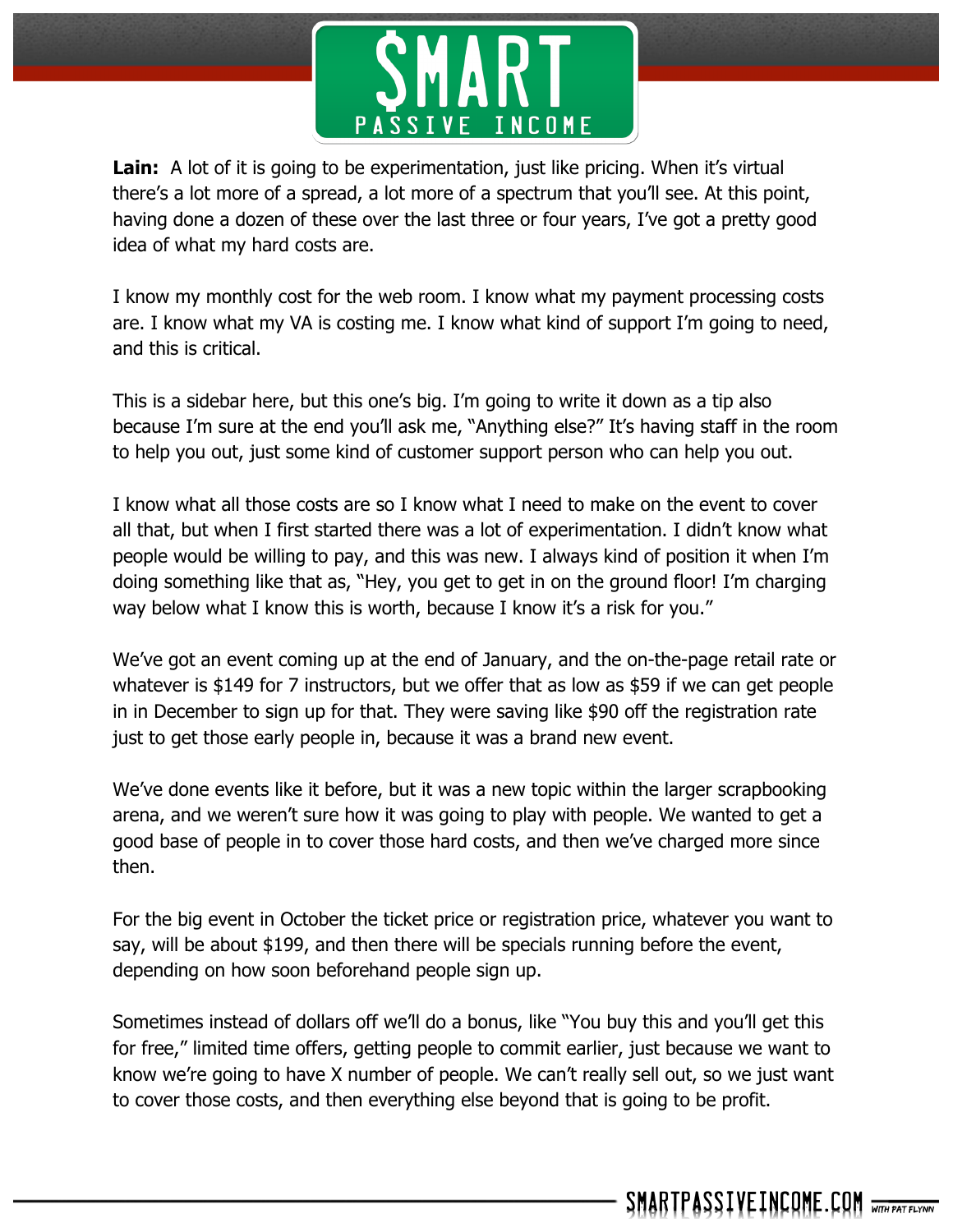**Lain:** A lot of it is going to be experimentation, just like pricing. When it's virtual there's a lot more of a spread, a lot more of a spectrum that you'll see. At this point, having done a dozen of these over the last three or four years, I've got a pretty good idea of what my hard costs are.

I know my monthly cost for the web room. I know what my payment processing costs are. I know what my VA is costing me. I know what kind of support I'm going to need, and this is critical.

This is a sidebar here, but this one's big. I'm going to write it down as a tip also because I'm sure at the end you'll ask me, "Anything else?" It's having staff in the room to help you out, just some kind of customer support person who can help you out.

I know what all those costs are so I know what I need to make on the event to cover all that, but when I first started there was a lot of experimentation. I didn't know what people would be willing to pay, and this was new. I always kind of position it when I'm doing something like that as, "Hey, you get to get in on the ground floor! I'm charging way below what I know this is worth, because I know it's a risk for you."

We've got an event coming up at the end of January, and the on-the-page retail rate or whatever is $149 for 7 instructors, but we offer that as low as $59 if we can get people in in December to sign up for that. They were saving like $90 off the registration rate just to get those early people in, because it was a brand new event.

We've done events like it before, but it was a new topic within the larger scrapbooking arena, and we weren't sure how it was going to play with people. We wanted to get a good base of people in to cover those hard costs, and then we've charged more since then.

For the big event in October the ticket price or registration price, whatever you want to say, will be about $199, and then there will be specials running before the event, depending on how soon beforehand people sign up.

Sometimes instead of dollars off we'll do a bonus, like "You buy this and you'll get this for free," limited time offers, getting people to commit earlier, just because we want to know we're going to have X number of people. We can't really sell out, so we just want to cover those costs, and then everything else beyond that is going to be profit.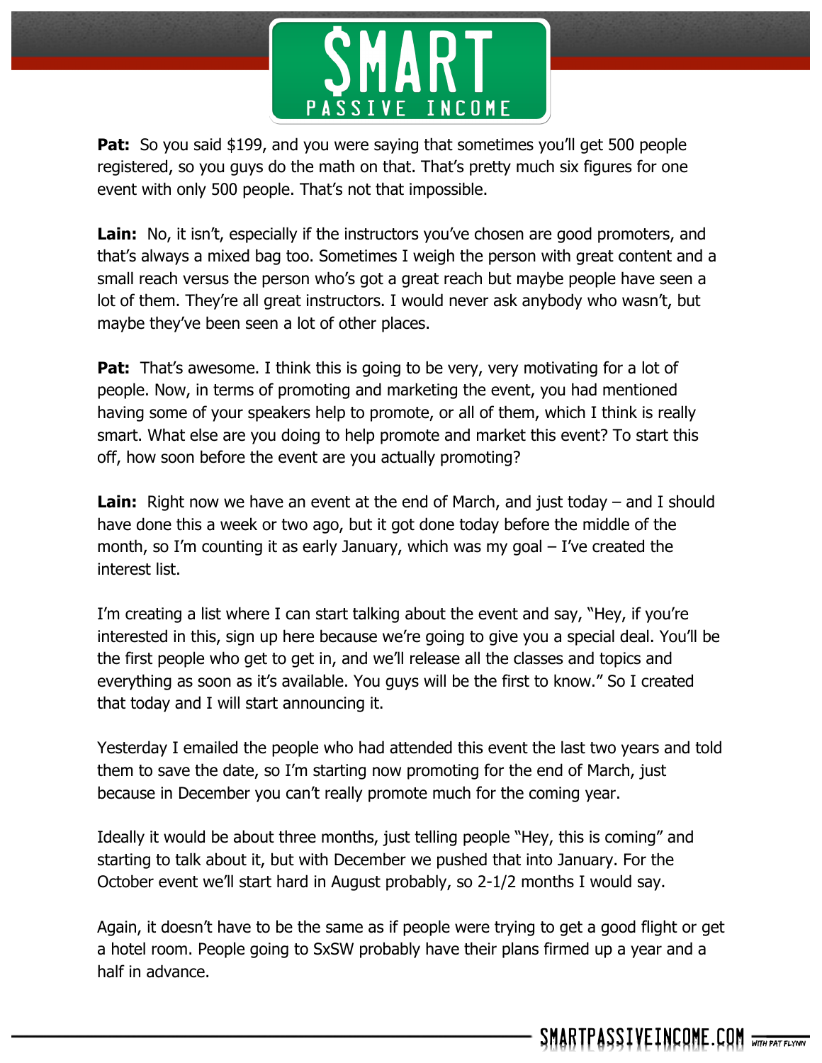**Pat:** So you said $199, and you were saying that sometimes you'll get 500 people registered, so you guys do the math on that. That's pretty much six figures for one event with only 500 people. That's not that impossible.

**Lain:** No, it isn't, especially if the instructors you've chosen are good promoters, and that's always a mixed bag too. Sometimes I weigh the person with great content and a small reach versus the person who's got a great reach but maybe people have seen a lot of them. They're all great instructors. I would never ask anybody who wasn't, but maybe they've been seen a lot of other places.

**Pat:** That's awesome. I think this is going to be very, very motivating for a lot of people. Now, in terms of promoting and marketing the event, you had mentioned having some of your speakers help to promote, or all of them, which I think is really smart. What else are you doing to help promote and market this event? To start this off, how soon before the event are you actually promoting?

**Lain:** Right now we have an event at the end of March, and just today – and I should have done this a week or two ago, but it got done today before the middle of the month, so I'm counting it as early January, which was my goal – I've created the interest list.

I'm creating a list where I can start talking about the event and say, "Hey, if you're interested in this, sign up here because we're going to give you a special deal. You'll be the first people who get to get in, and we'll release all the classes and topics and everything as soon as it's available. You guys will be the first to know." So I created that today and I will start announcing it.

Yesterday I emailed the people who had attended this event the last two years and told them to save the date, so I'm starting now promoting for the end of March, just because in December you can't really promote much for the coming year.

Ideally it would be about three months, just telling people "Hey, this is coming" and starting to talk about it, but with December we pushed that into January. For the October event we'll start hard in August probably, so 2-1/2 months I would say.

Again, it doesn't have to be the same as if people were trying to get a good flight or get a hotel room. People going to SxSW probably have their plans firmed up a year and a half in advance.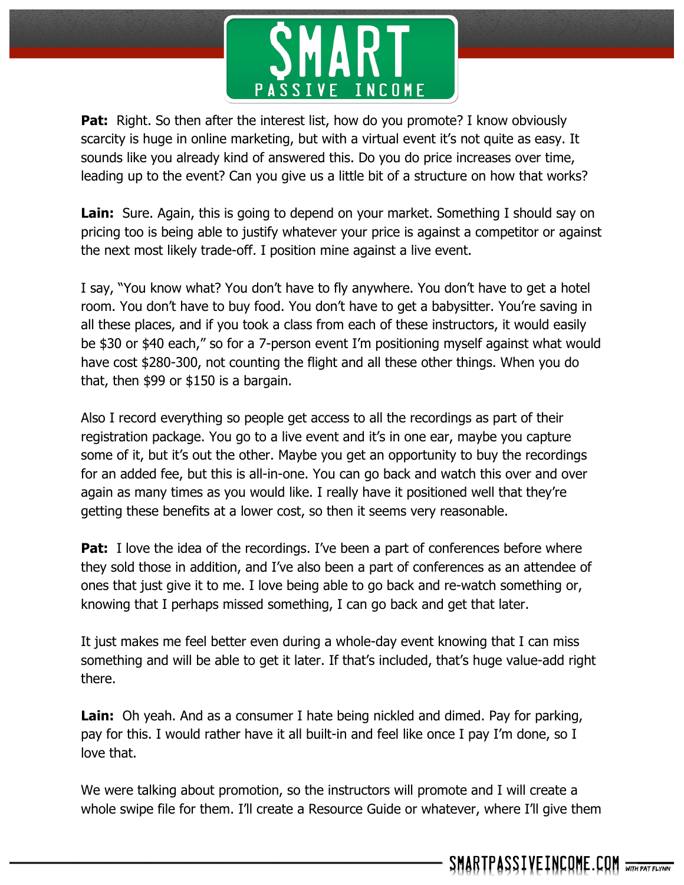**Pat:** Right. So then after the interest list, how do you promote? I know obviously scarcity is huge in online marketing, but with a virtual event it's not quite as easy. It sounds like you already kind of answered this. Do you do price increases over time, leading up to the event? Can you give us a little bit of a structure on how that works?

**Lain:** Sure. Again, this is going to depend on your market. Something I should say on pricing too is being able to justify whatever your price is against a competitor or against the next most likely trade-off. I position mine against a live event.

I say, "You know what? You don't have to fly anywhere. You don't have to get a hotel room. You don't have to buy food. You don't have to get a babysitter. You're saving in all these places, and if you took a class from each of these instructors, it would easily be $30 or $40 each," so for a 7-person event I'm positioning myself against what would have cost $280-300, not counting the flight and all these other things. When you do that, then $99 or $150 is a bargain.

Also I record everything so people get access to all the recordings as part of their registration package. You go to a live event and it's in one ear, maybe you capture some of it, but it's out the other. Maybe you get an opportunity to buy the recordings for an added fee, but this is all-in-one. You can go back and watch this over and over again as many times as you would like. I really have it positioned well that they're getting these benefits at a lower cost, so then it seems very reasonable.

**Pat:** I love the idea of the recordings. I've been a part of conferences before where they sold those in addition, and I've also been a part of conferences as an attendee of ones that just give it to me. I love being able to go back and re-watch something or, knowing that I perhaps missed something, I can go back and get that later.

It just makes me feel better even during a whole-day event knowing that I can miss something and will be able to get it later. If that's included, that's huge value-add right there.

**Lain:** Oh yeah. And as a consumer I hate being nickled and dimed. Pay for parking, pay for this. I would rather have it all built-in and feel like once I pay I'm done, so I love that.

We were talking about promotion, so the instructors will promote and I will create a whole swipe file for them. I'll create a Resource Guide or whatever, where I'll give them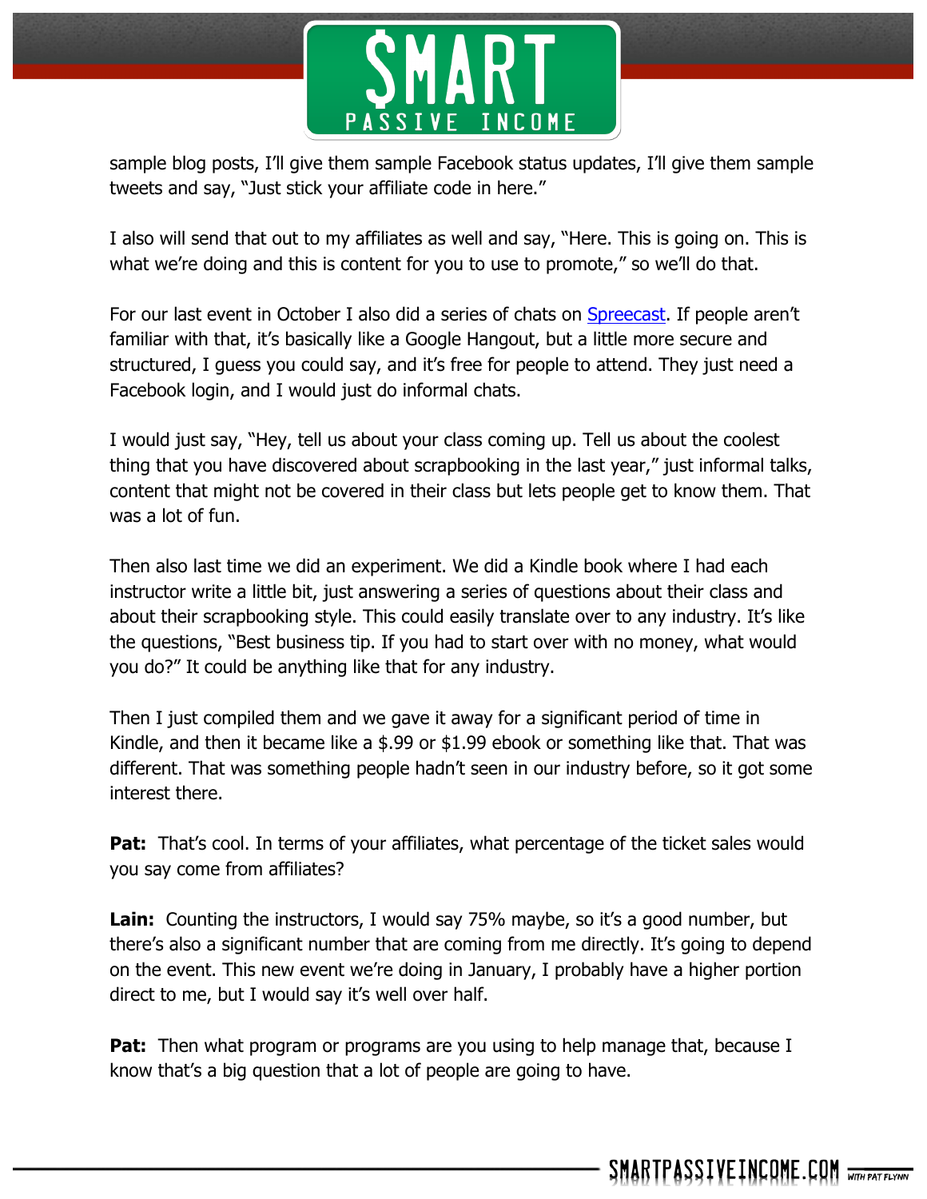sample blog posts, I'll give them sample Facebook status updates, I'll give them sample tweets and say, "Just stick your affiliate code in here."

I also will send that out to my affiliates as well and say, "Here. This is going on. This is what we're doing and this is content for you to use to promote," so we'll do that.

For our last event in October I also did a series of chats on [Spreecast](). If people aren't familiar with that, it's basically like a Google Hangout, but a little more secure and structured, I guess you could say, and it's free for people to attend. They just need a Facebook login, and I would just do informal chats.

I would just say, "Hey, tell us about your class coming up. Tell us about the coolest thing that you have discovered about scrapbooking in the last year," just informal talks, content that might not be covered in their class but lets people get to know them. That was a lot of fun.

Then also last time we did an experiment. We did a Kindle book where I had each instructor write a little bit, just answering a series of questions about their class and about their scrapbooking style. This could easily translate over to any industry. It's like the questions, "Best business tip. If you had to start over with no money, what would you do?" It could be anything like that for any industry.

Then I just compiled them and we gave it away for a significant period of time in Kindle, and then it became like a $.99 or $1.99 ebook or something like that. That was different. That was something people hadn't seen in our industry before, so it got some interest there.

**Pat:** That's cool. In terms of your affiliates, what percentage of the ticket sales would you say come from affiliates?

**Lain:** Counting the instructors, I would say 75% maybe, so it's a good number, but there's also a significant number that are coming from me directly. It's going to depend on the event. This new event we're doing in January, I probably have a higher portion direct to me, but I would say it's well over half.

**Pat:** Then what program or programs are you using to help manage that, because I know that's a big question that a lot of people are going to have.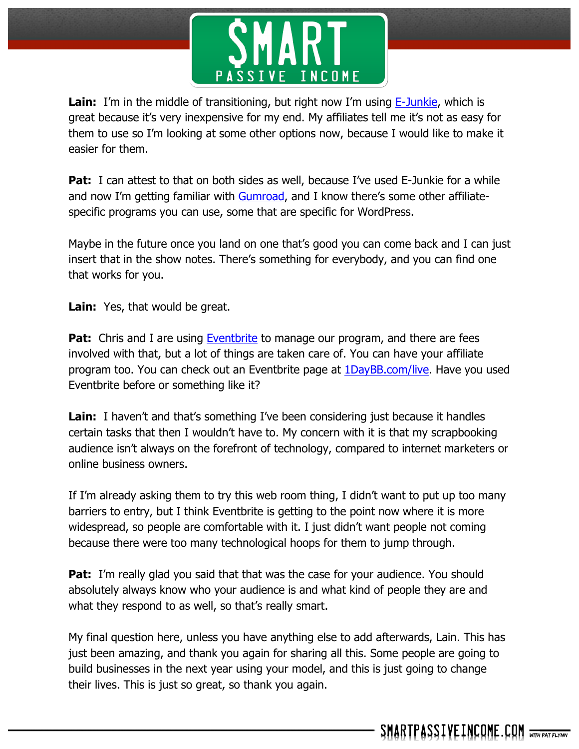**Lain:** I'm in the middle of transitioning, but right now I'm using [E-Junkie](), which is great because it's very inexpensive for my end. My affiliates tell me it's not as easy for them to use so I'm looking at some other options now, because I would like to make it easier for them.

**Pat:** I can attest to that on both sides as well, because I've used E-Junkie for a while and now I'm getting familiar with [Gumroad](), and I know there's some other affiliate-specific programs you can use, some that are specific for WordPress.

Maybe in the future once you land on one that's good you can come back and I can just insert that in the show notes. There's something for everybody, and you can find one that works for you.

**Lain:** Yes, that would be great.

**Pat:** Chris and I are using [Eventbrite]() to manage our program, and there are fees involved with that, but a lot of things are taken care of. You can have your affiliate program too. You can check out an Eventbrite page at [1DayBB.com/live](). Have you used Eventbrite before or something like it?

**Lain:** I haven't and that's something I've been considering just because it handles certain tasks that then I wouldn't have to. My concern with it is that my scrapbooking audience isn't always on the forefront of technology, compared to internet marketers or online business owners.

If I'm already asking them to try this web room thing, I didn't want to put up too many barriers to entry, but I think Eventbrite is getting to the point now where it is more widespread, so people are comfortable with it. I just didn't want people not coming because there were too many technological hoops for them to jump through.

**Pat:** I'm really glad you said that that was the case for your audience. You should absolutely always know who your audience is and what kind of people they are and what they respond to as well, so that's really smart.

My final question here, unless you have anything else to add afterwards, Lain. This has just been amazing, and thank you again for sharing all this. Some people are going to build businesses in the next year using your model, and this is just going to change their lives. This is just so great, so thank you again.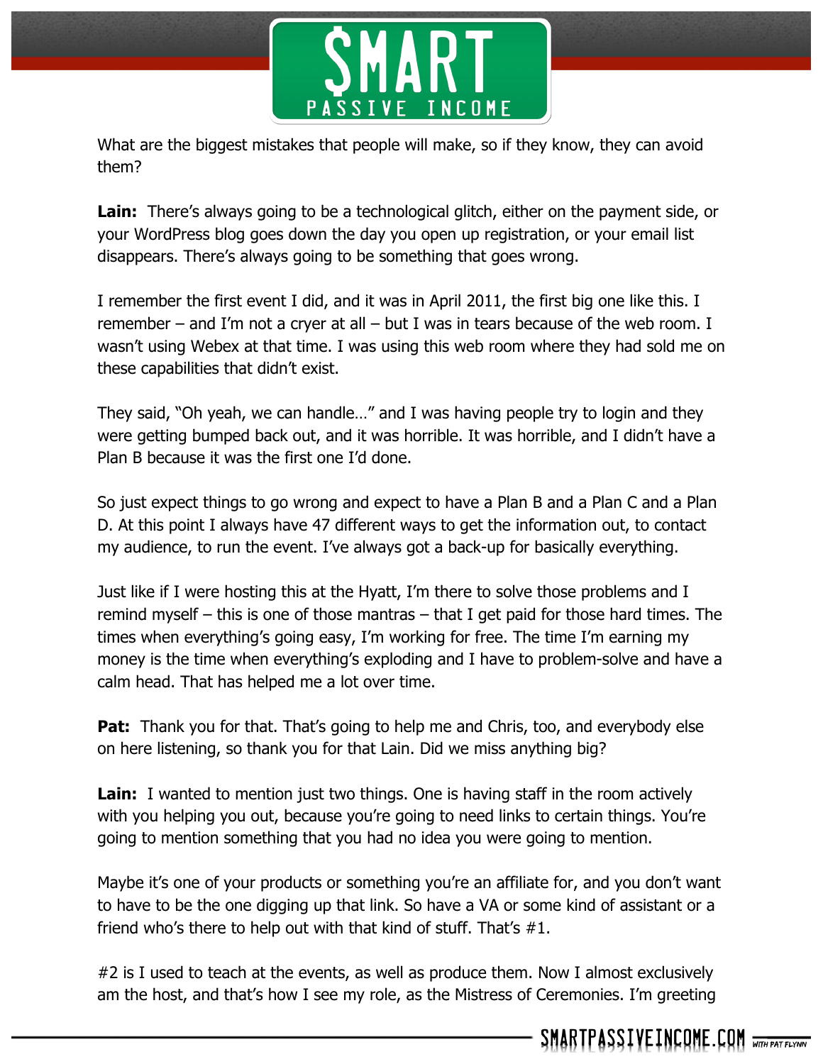What are the biggest mistakes that people will make, so if they know, they can avoid them?

**Lain:** There's always going to be a technological glitch, either on the payment side, or your WordPress blog goes down the day you open up registration, or your email list disappears. There's always going to be something that goes wrong.

I remember the first event I did, and it was in April 2011, the first big one like this. I remember – and I'm not a cryer at all – but I was in tears because of the web room. I wasn't using Webex at that time. I was using this web room where they had sold me on these capabilities that didn't exist.

They said, "Oh yeah, we can handle…" and I was having people try to login and they were getting bumped back out, and it was horrible. It was horrible, and I didn't have a Plan B because it was the first one I'd done.

So just expect things to go wrong and expect to have a Plan B and a Plan C and a Plan D. At this point I always have 47 different ways to get the information out, to contact my audience, to run the event. I've always got a back-up for basically everything.

Just like if I were hosting this at the Hyatt, I'm there to solve those problems and I remind myself – this is one of those mantras – that I get paid for those hard times. The times when everything's going easy, I'm working for free. The time I'm earning my money is the time when everything's exploding and I have to problem-solve and have a calm head. That has helped me a lot over time.

**Pat:** Thank you for that. That's going to help me and Chris, too, and everybody else on here listening, so thank you for that Lain. Did we miss anything big?

**Lain:** I wanted to mention just two things. One is having staff in the room actively with you helping you out, because you're going to need links to certain things. You're going to mention something that you had no idea you were going to mention.

Maybe it's one of your products or something you're an affiliate for, and you don't want to have to be the one digging up that link. So have a VA or some kind of assistant or a friend who's there to help out with that kind of stuff. That's #1.

#2 is I used to teach at the events, as well as produce them. Now I almost exclusively am the host, and that's how I see my role, as the Mistress of Ceremonies. I'm greeting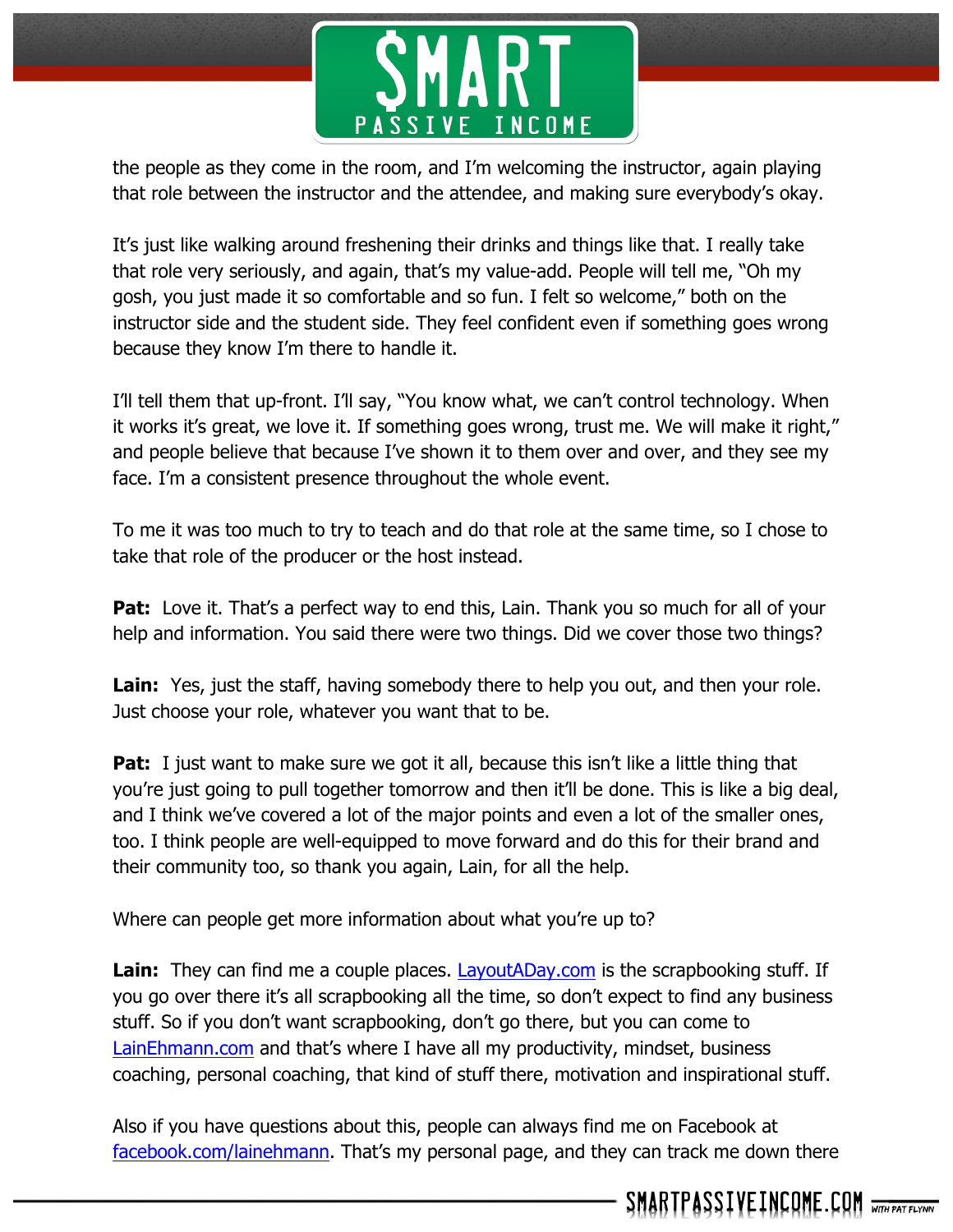the people as they come in the room, and I'm welcoming the instructor, again playing that role between the instructor and the attendee, and making sure everybody's okay.

It's just like walking around freshening their drinks and things like that. I really take that role very seriously, and again, that's my value-add. People will tell me, "Oh my gosh, you just made it so comfortable and so fun. I felt so welcome," both on the instructor side and the student side. They feel confident even if something goes wrong because they know I'm there to handle it.

I'll tell them that up-front. I'll say, "You know what, we can't control technology. When it works it's great, we love it. If something goes wrong, trust me. We will make it right," and people believe that because I've shown it to them over and over, and they see my face. I'm a consistent presence throughout the whole event.

To me it was too much to try to teach and do that role at the same time, so I chose to take that role of the producer or the host instead.

**Pat:** Love it. That's a perfect way to end this, Lain. Thank you so much for all of your help and information. You said there were two things. Did we cover those two things?

**Lain:** Yes, just the staff, having somebody there to help you out, and then your role. Just choose your role, whatever you want that to be.

**Pat:** I just want to make sure we got it all, because this isn't like a little thing that you're just going to pull together tomorrow and then it'll be done. This is like a big deal, and I think we've covered a lot of the major points and even a lot of the smaller ones, too. I think people are well-equipped to move forward and do this for their brand and their community too, so thank you again, Lain, for all the help.

Where can people get more information about what you're up to?

**Lain:** They can find me a couple places. [LayoutADay.com](http://LayoutADay.com) is the scrapbooking stuff. If you go over there it's all scrapbooking all the time, so don't expect to find any business stuff. So if you don't want scrapbooking, don't go there, but you can come to [LainEhmann.com](http://LainEhmann.com) and that's where I have all my productivity, mindset, business coaching, personal coaching, that kind of stuff there, motivation and inspirational stuff.

Also if you have questions about this, people can always find me on Facebook at [facebook.com/lainehmann](http://facebook.com/lainehmann). That's my personal page, and they can track me down there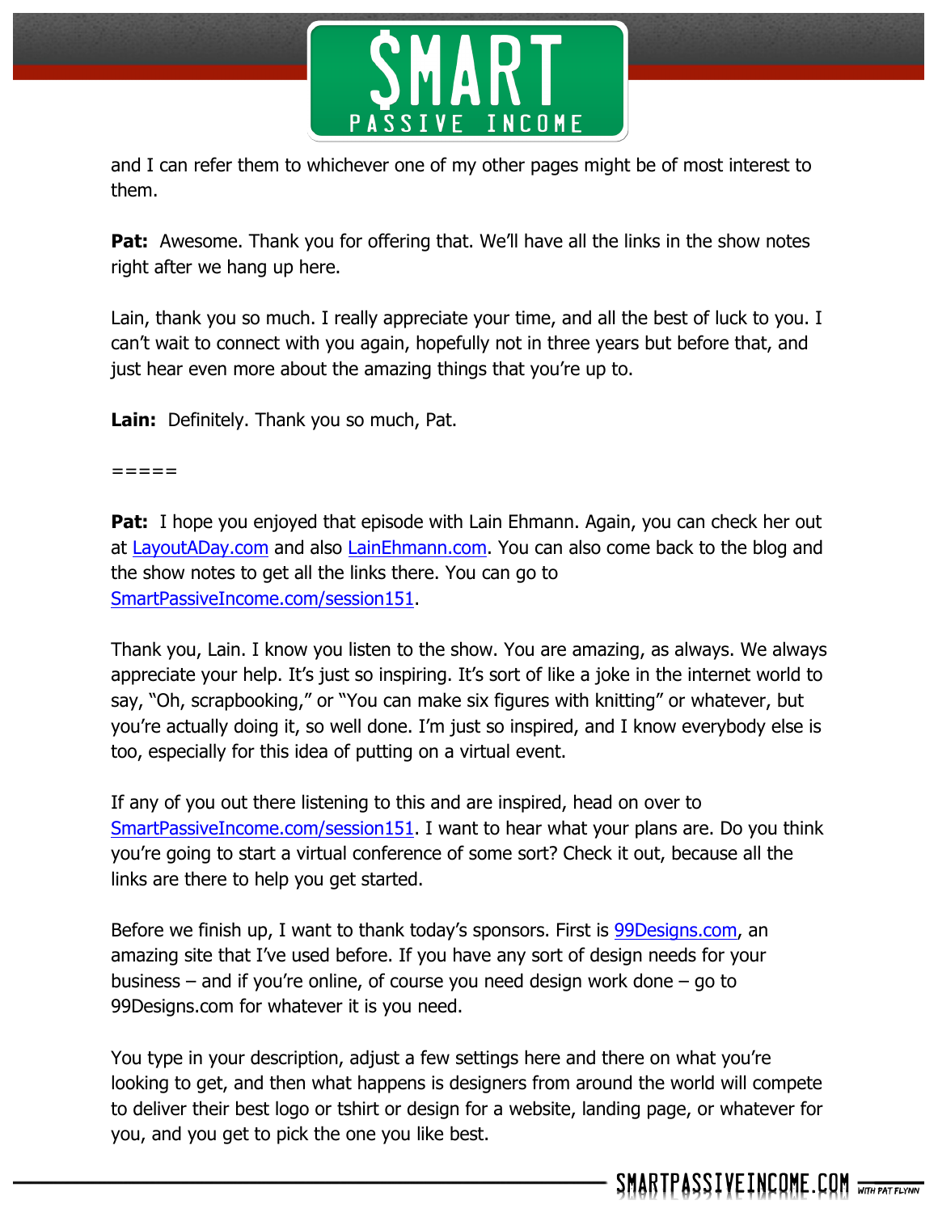and I can refer them to whichever one of my other pages might be of most interest to them.

**Pat:** Awesome. Thank you for offering that. We'll have all the links in the show notes right after we hang up here.

Lain, thank you so much. I really appreciate your time, and all the best of luck to you. I can't wait to connect with you again, hopefully not in three years but before that, and just hear even more about the amazing things that you're up to.

**Lain:** Definitely. Thank you so much, Pat.

=====

**Pat:** I hope you enjoyed that episode with Lain Ehmann. Again, you can check her out at [LayoutADay.com](LayoutADay.com) and also [LainEhmann.com](LainEhmann.com). You can also come back to the blog and the show notes to get all the links there. You can go to [SmartPassiveIncome.com/session151](SmartPassiveIncome.com/session151).

Thank you, Lain. I know you listen to the show. You are amazing, as always. We always appreciate your help. It's just so inspiring. It's sort of like a joke in the internet world to say, "Oh, scrapbooking," or "You can make six figures with knitting" or whatever, but you're actually doing it, so well done. I'm just so inspired, and I know everybody else is too, especially for this idea of putting on a virtual event.

If any of you out there listening to this and are inspired, head on over to [SmartPassiveIncome.com/session151](SmartPassiveIncome.com/session151). I want to hear what your plans are. Do you think you're going to start a virtual conference of some sort? Check it out, because all the links are there to help you get started.

Before we finish up, I want to thank today's sponsors. First is [99Designs.com](99Designs.com), an amazing site that I've used before. If you have any sort of design needs for your business – and if you're online, of course you need design work done – go to 99Designs.com for whatever it is you need.

You type in your description, adjust a few settings here and there on what you're looking to get, and then what happens is designers from around the world will compete to deliver their best logo or tshirt or design for a website, landing page, or whatever for you, and you get to pick the one you like best.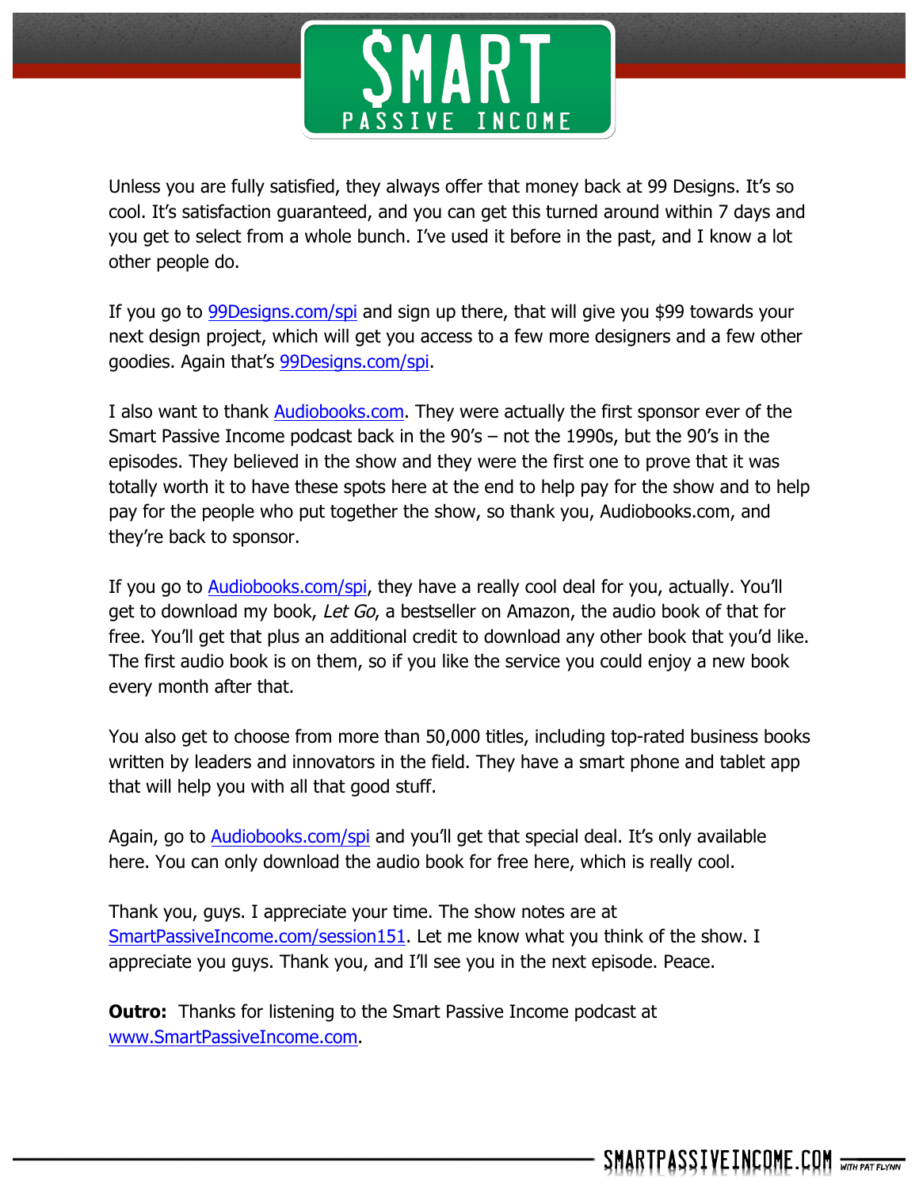Unless you are fully satisfied, they always offer that money back at 99 Designs. It's so cool. It's satisfaction guaranteed, and you can get this turned around within 7 days and you get to select from a whole bunch. I've used it before in the past, and I know a lot other people do.

If you go to [99Designs.com/spi](http://99Designs.com/spi) and sign up there, that will give you $99 towards your next design project, which will get you access to a few more designers and a few other goodies. Again that's [99Designs.com/spi](http://99Designs.com/spi).

I also want to thank [Audiobooks.com](http://Audiobooks.com). They were actually the first sponsor ever of the Smart Passive Income podcast back in the 90's – not the 1990s, but the 90's in the episodes. They believed in the show and they were the first one to prove that it was totally worth it to have these spots here at the end to help pay for the show and to help pay for the people who put together the show, so thank you, Audiobooks.com, and they're back to sponsor.

If you go to [Audiobooks.com/spi](http://Audiobooks.com/spi), they have a really cool deal for you, actually. You'll get to download my book, *Let Go*, a bestseller on Amazon, the audio book of that for free. You'll get that plus an additional credit to download any other book that you'd like. The first audio book is on them, so if you like the service you could enjoy a new book every month after that.

You also get to choose from more than 50,000 titles, including top-rated business books written by leaders and innovators in the field. They have a smart phone and tablet app that will help you with all that good stuff.

Again, go to [Audiobooks.com/spi](http://Audiobooks.com/spi) and you'll get that special deal. It's only available here. You can only download the audio book for free here, which is really cool.

Thank you, guys. I appreciate your time. The show notes are at [SmartPassiveIncome.com/session151](http://SmartPassiveIncome.com/session151). Let me know what you think of the show. I appreciate you guys. Thank you, and I'll see you in the next episode. Peace.

**Outro:** Thanks for listening to the Smart Passive Income podcast at [www.SmartPassiveIncome.com](http://www.SmartPassiveIncome.com).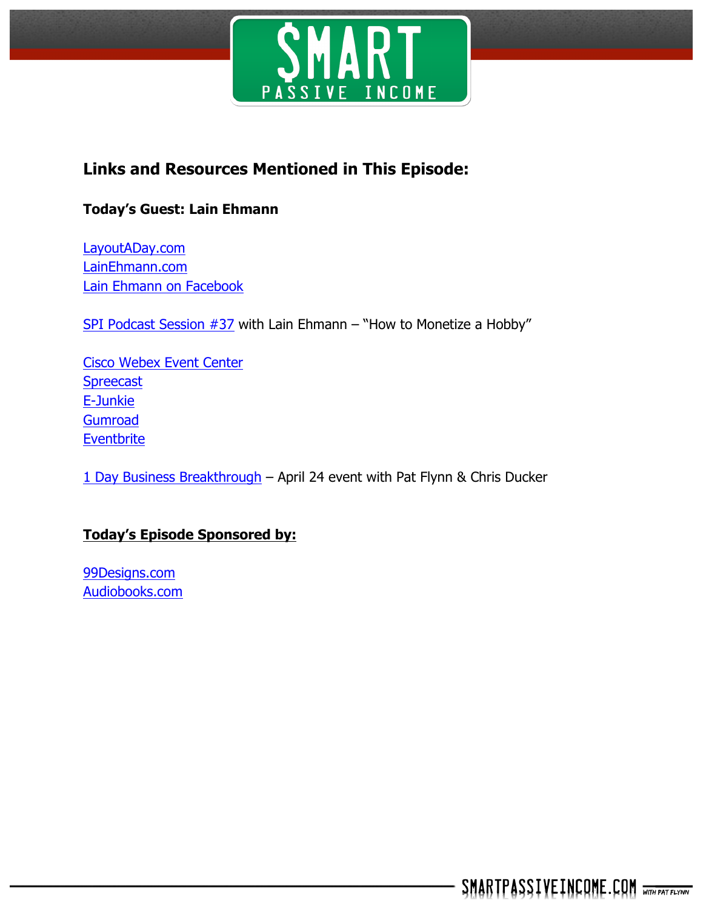## Links and Resources Mentioned in This Episode:

**Today's Guest: Lain Ehmann**

LayoutADay.com
LainEhmann.com
Lain Ehmann on Facebook

SPI Podcast Session #37 with Lain Ehmann – "How to Monetize a Hobby"

Cisco Webex Event Center
Spreecast
E-Junkie
Gumroad
Eventbrite

1 Day Business Breakthrough – April 24 event with Pat Flynn & Chris Ducker

**Today's Episode Sponsored by:**

99Designs.com
Audiobooks.com